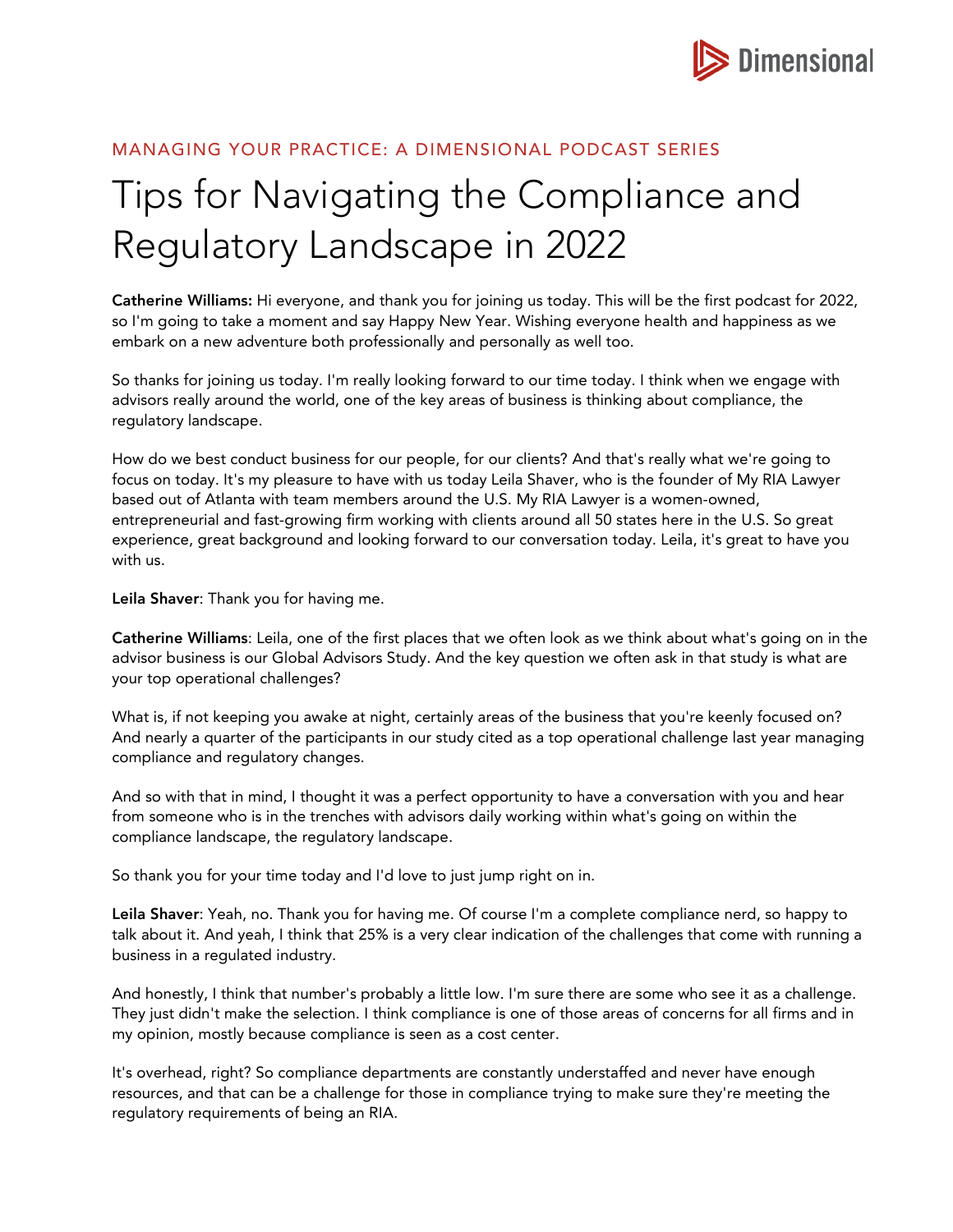MANAGING YOUR PRACTICE: A DIMENSIONAL PODCAST SERIES

# Tips for Navigating the Compliance and Regulatory Landscape in 2022

**Catherine Williams:** Hi everyone, and thank you for joining us today. This will be the first podcast for 2022, so I'm going to take a moment and say Happy New Year. Wishing everyone health and happiness as we embark on a new adventure both professionally and personally as well too.

So thanks for joining us today. I'm really looking forward to our time today. I think when we engage with advisors really around the world, one of the key areas of business is thinking about compliance, the regulatory landscape.

How do we best conduct business for our people, for our clients? And that's really what we're going to focus on today. It's my pleasure to have with us today Leila Shaver, who is the founder of My RIA Lawyer based out of Atlanta with team members around the U.S. My RIA Lawyer is a women-owned, entrepreneurial and fast-growing firm working with clients around all 50 states here in the U.S. So great experience, great background and looking forward to our conversation today. Leila, it's great to have you with us.

**Leila Shaver**: Thank you for having me.

**Catherine Williams**: Leila, one of the first places that we often look as we think about what's going on in the advisor business is our Global Advisors Study. And the key question we often ask in that study is what are your top operational challenges?

What is, if not keeping you awake at night, certainly areas of the business that you're keenly focused on? And nearly a quarter of the participants in our study cited as a top operational challenge last year managing compliance and regulatory changes.

And so with that in mind, I thought it was a perfect opportunity to have a conversation with you and hear from someone who is in the trenches with advisors daily working within what's going on within the compliance landscape, the regulatory landscape.

So thank you for your time today and I'd love to just jump right on in.

**Leila Shaver**: Yeah, no. Thank you for having me. Of course I'm a complete compliance nerd, so happy to talk about it. And yeah, I think that 25% is a very clear indication of the challenges that come with running a business in a regulated industry.

And honestly, I think that number's probably a little low. I'm sure there are some who see it as a challenge. They just didn't make the selection. I think compliance is one of those areas of concerns for all firms and in my opinion, mostly because compliance is seen as a cost center.

It's overhead, right? So compliance departments are constantly understaffed and never have enough resources, and that can be a challenge for those in compliance trying to make sure they're meeting the regulatory requirements of being an RIA.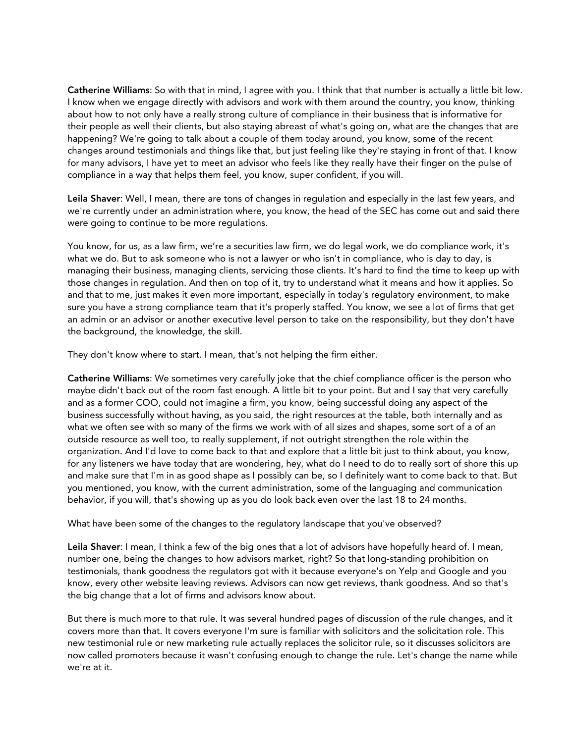**Catherine Williams**: So with that in mind, I agree with you. I think that that number is actually a little bit low. I know when we engage directly with advisors and work with them around the country, you know, thinking about how to not only have a really strong culture of compliance in their business that is informative for their people as well their clients, but also staying abreast of what's going on, what are the changes that are happening? We're going to talk about a couple of them today around, you know, some of the recent changes around testimonials and things like that, but just feeling like they're staying in front of that. I know for many advisors, I have yet to meet an advisor who feels like they really have their finger on the pulse of compliance in a way that helps them feel, you know, super confident, if you will.

**Leila Shaver**: Well, I mean, there are tons of changes in regulation and especially in the last few years, and we're currently under an administration where, you know, the head of the SEC has come out and said there were going to continue to be more regulations.

You know, for us, as a law firm, we're a securities law firm, we do legal work, we do compliance work, it's what we do. But to ask someone who is not a lawyer or who isn't in compliance, who is day to day, is managing their business, managing clients, servicing those clients. It's hard to find the time to keep up with those changes in regulation. And then on top of it, try to understand what it means and how it applies. So and that to me, just makes it even more important, especially in today's regulatory environment, to make sure you have a strong compliance team that it's properly staffed. You know, we see a lot of firms that get an admin or an advisor or another executive level person to take on the responsibility, but they don't have the background, the knowledge, the skill.

They don't know where to start. I mean, that's not helping the firm either.

**Catherine Williams**: We sometimes very carefully joke that the chief compliance officer is the person who maybe didn't back out of the room fast enough. A little bit to your point. But and I say that very carefully and as a former COO, could not imagine a firm, you know, being successful doing any aspect of the business successfully without having, as you said, the right resources at the table, both internally and as what we often see with so many of the firms we work with of all sizes and shapes, some sort of a of an outside resource as well too, to really supplement, if not outright strengthen the role within the organization. And I'd love to come back to that and explore that a little bit just to think about, you know, for any listeners we have today that are wondering, hey, what do I need to do to really sort of shore this up and make sure that I'm in as good shape as I possibly can be, so I definitely want to come back to that. But you mentioned, you know, with the current administration, some of the languaging and communication behavior, if you will, that's showing up as you do look back even over the last 18 to 24 months.

What have been some of the changes to the regulatory landscape that you've observed?

**Leila Shaver**: I mean, I think a few of the big ones that a lot of advisors have hopefully heard of. I mean, number one, being the changes to how advisors market, right? So that long-standing prohibition on testimonials, thank goodness the regulators got with it because everyone's on Yelp and Google and you know, every other website leaving reviews. Advisors can now get reviews, thank goodness. And so that's the big change that a lot of firms and advisors know about.

But there is much more to that rule. It was several hundred pages of discussion of the rule changes, and it covers more than that. It covers everyone I'm sure is familiar with solicitors and the solicitation role. This new testimonial rule or new marketing rule actually replaces the solicitor rule, so it discusses solicitors are now called promoters because it wasn't confusing enough to change the rule. Let's change the name while we're at it.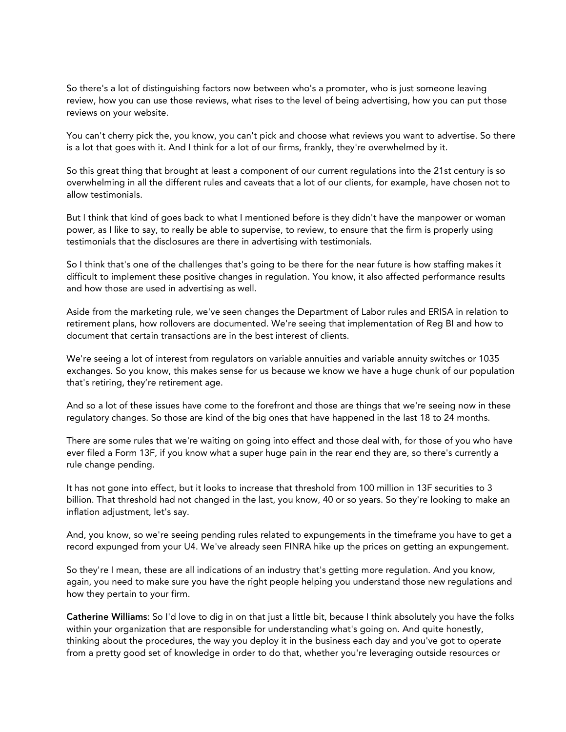So there's a lot of distinguishing factors now between who's a promoter, who is just someone leaving review, how you can use those reviews, what rises to the level of being advertising, how you can put those reviews on your website.

You can't cherry pick the, you know, you can't pick and choose what reviews you want to advertise. So there is a lot that goes with it. And I think for a lot of our firms, frankly, they're overwhelmed by it.

So this great thing that brought at least a component of our current regulations into the 21st century is so overwhelming in all the different rules and caveats that a lot of our clients, for example, have chosen not to allow testimonials.

But I think that kind of goes back to what I mentioned before is they didn't have the manpower or woman power, as I like to say, to really be able to supervise, to review, to ensure that the firm is properly using testimonials that the disclosures are there in advertising with testimonials.

So I think that's one of the challenges that's going to be there for the near future is how staffing makes it difficult to implement these positive changes in regulation. You know, it also affected performance results and how those are used in advertising as well.

Aside from the marketing rule, we've seen changes the Department of Labor rules and ERISA in relation to retirement plans, how rollovers are documented. We're seeing that implementation of Reg BI and how to document that certain transactions are in the best interest of clients.

We're seeing a lot of interest from regulators on variable annuities and variable annuity switches or 1035 exchanges. So you know, this makes sense for us because we know we have a huge chunk of our population that's retiring, they're retirement age.

And so a lot of these issues have come to the forefront and those are things that we're seeing now in these regulatory changes. So those are kind of the big ones that have happened in the last 18 to 24 months.

There are some rules that we're waiting on going into effect and those deal with, for those of you who have ever filed a Form 13F, if you know what a super huge pain in the rear end they are, so there's currently a rule change pending.

It has not gone into effect, but it looks to increase that threshold from 100 million in 13F securities to 3 billion. That threshold had not changed in the last, you know, 40 or so years. So they're looking to make an inflation adjustment, let's say.

And, you know, so we're seeing pending rules related to expungements in the timeframe you have to get a record expunged from your U4. We've already seen FINRA hike up the prices on getting an expungement.

So they're I mean, these are all indications of an industry that's getting more regulation. And you know, again, you need to make sure you have the right people helping you understand those new regulations and how they pertain to your firm.

**Catherine Williams**: So I'd love to dig in on that just a little bit, because I think absolutely you have the folks within your organization that are responsible for understanding what's going on. And quite honestly, thinking about the procedures, the way you deploy it in the business each day and you've got to operate from a pretty good set of knowledge in order to do that, whether you're leveraging outside resources or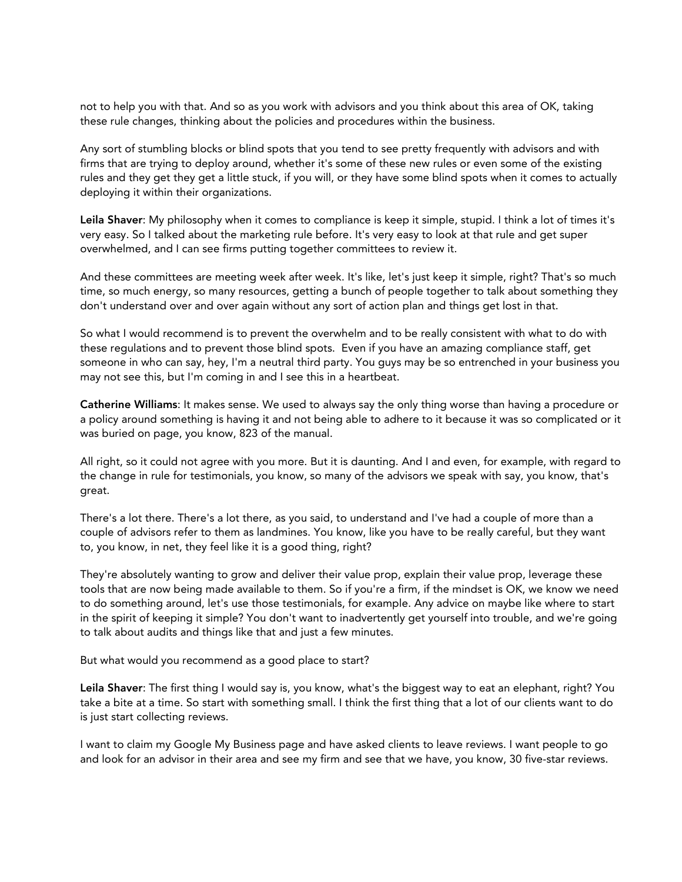not to help you with that. And so as you work with advisors and you think about this area of OK, taking these rule changes, thinking about the policies and procedures within the business.

Any sort of stumbling blocks or blind spots that you tend to see pretty frequently with advisors and with firms that are trying to deploy around, whether it's some of these new rules or even some of the existing rules and they get they get a little stuck, if you will, or they have some blind spots when it comes to actually deploying it within their organizations.

**Leila Shaver**: My philosophy when it comes to compliance is keep it simple, stupid. I think a lot of times it's very easy. So I talked about the marketing rule before. It's very easy to look at that rule and get super overwhelmed, and I can see firms putting together committees to review it.

And these committees are meeting week after week. It's like, let's just keep it simple, right? That's so much time, so much energy, so many resources, getting a bunch of people together to talk about something they don't understand over and over again without any sort of action plan and things get lost in that.

So what I would recommend is to prevent the overwhelm and to be really consistent with what to do with these regulations and to prevent those blind spots. Even if you have an amazing compliance staff, get someone in who can say, hey, I'm a neutral third party. You guys may be so entrenched in your business you may not see this, but I'm coming in and I see this in a heartbeat.

**Catherine Williams**: It makes sense. We used to always say the only thing worse than having a procedure or a policy around something is having it and not being able to adhere to it because it was so complicated or it was buried on page, you know, 823 of the manual.

All right, so it could not agree with you more. But it is daunting. And I and even, for example, with regard to the change in rule for testimonials, you know, so many of the advisors we speak with say, you know, that's great.

There's a lot there. There's a lot there, as you said, to understand and I've had a couple of more than a couple of advisors refer to them as landmines. You know, like you have to be really careful, but they want to, you know, in net, they feel like it is a good thing, right?

They're absolutely wanting to grow and deliver their value prop, explain their value prop, leverage these tools that are now being made available to them. So if you're a firm, if the mindset is OK, we know we need to do something around, let's use those testimonials, for example. Any advice on maybe like where to start in the spirit of keeping it simple? You don't want to inadvertently get yourself into trouble, and we're going to talk about audits and things like that and just a few minutes.

But what would you recommend as a good place to start?

**Leila Shaver**: The first thing I would say is, you know, what's the biggest way to eat an elephant, right? You take a bite at a time. So start with something small. I think the first thing that a lot of our clients want to do is just start collecting reviews.

I want to claim my Google My Business page and have asked clients to leave reviews. I want people to go and look for an advisor in their area and see my firm and see that we have, you know, 30 five-star reviews.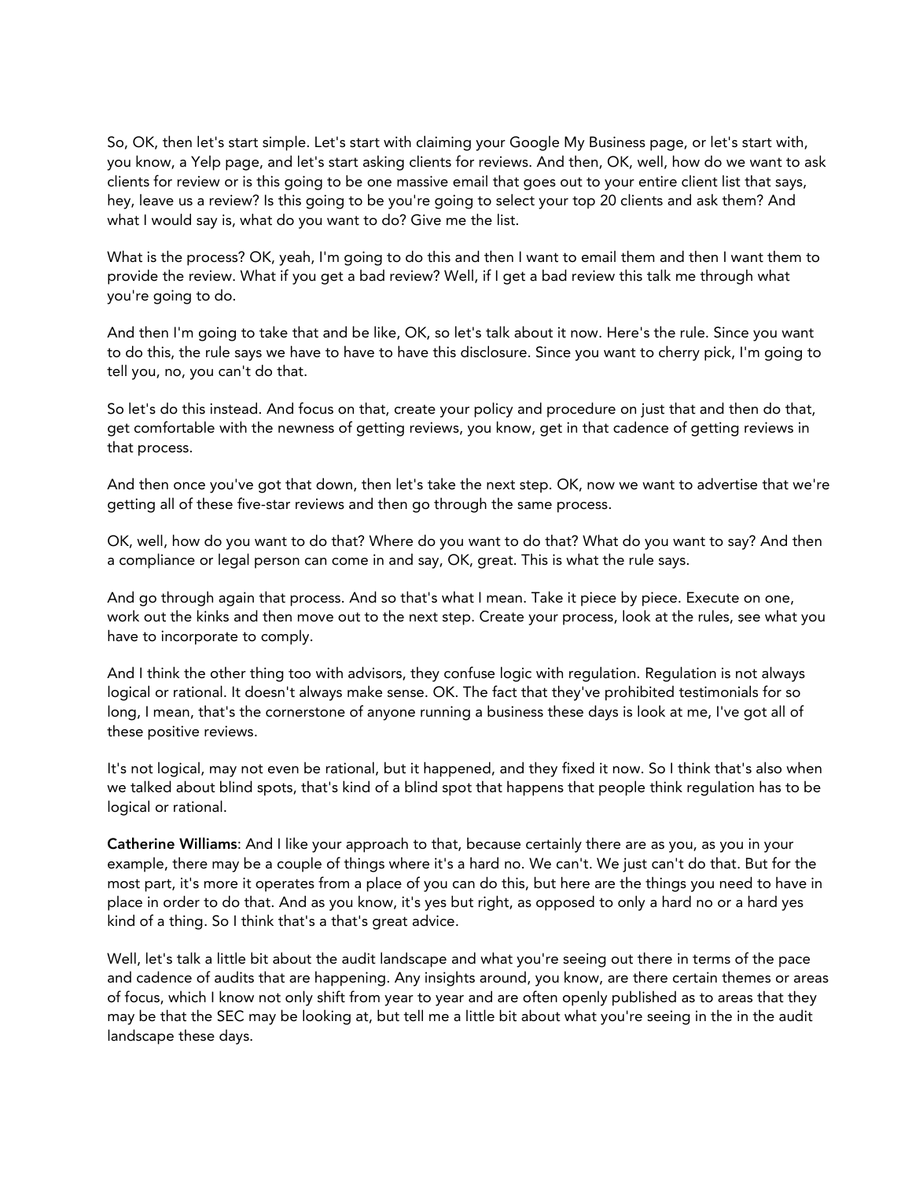So, OK, then let's start simple. Let's start with claiming your Google My Business page, or let's start with, you know, a Yelp page, and let's start asking clients for reviews. And then, OK, well, how do we want to ask clients for review or is this going to be one massive email that goes out to your entire client list that says, hey, leave us a review? Is this going to be you're going to select your top 20 clients and ask them? And what I would say is, what do you want to do? Give me the list.

What is the process? OK, yeah, I'm going to do this and then I want to email them and then I want them to provide the review. What if you get a bad review? Well, if I get a bad review this talk me through what you're going to do.

And then I'm going to take that and be like, OK, so let's talk about it now. Here's the rule. Since you want to do this, the rule says we have to have to have this disclosure. Since you want to cherry pick, I'm going to tell you, no, you can't do that.

So let's do this instead. And focus on that, create your policy and procedure on just that and then do that, get comfortable with the newness of getting reviews, you know, get in that cadence of getting reviews in that process.

And then once you've got that down, then let's take the next step. OK, now we want to advertise that we're getting all of these five-star reviews and then go through the same process.

OK, well, how do you want to do that? Where do you want to do that? What do you want to say? And then a compliance or legal person can come in and say, OK, great. This is what the rule says.

And go through again that process. And so that's what I mean. Take it piece by piece. Execute on one, work out the kinks and then move out to the next step. Create your process, look at the rules, see what you have to incorporate to comply.

And I think the other thing too with advisors, they confuse logic with regulation. Regulation is not always logical or rational. It doesn't always make sense. OK. The fact that they've prohibited testimonials for so long, I mean, that's the cornerstone of anyone running a business these days is look at me, I've got all of these positive reviews.

It's not logical, may not even be rational, but it happened, and they fixed it now. So I think that's also when we talked about blind spots, that's kind of a blind spot that happens that people think regulation has to be logical or rational.

**Catherine Williams**: And I like your approach to that, because certainly there are as you, as you in your example, there may be a couple of things where it's a hard no. We can't. We just can't do that. But for the most part, it's more it operates from a place of you can do this, but here are the things you need to have in place in order to do that. And as you know, it's yes but right, as opposed to only a hard no or a hard yes kind of a thing. So I think that's a that's great advice.

Well, let's talk a little bit about the audit landscape and what you're seeing out there in terms of the pace and cadence of audits that are happening. Any insights around, you know, are there certain themes or areas of focus, which I know not only shift from year to year and are often openly published as to areas that they may be that the SEC may be looking at, but tell me a little bit about what you're seeing in the in the audit landscape these days.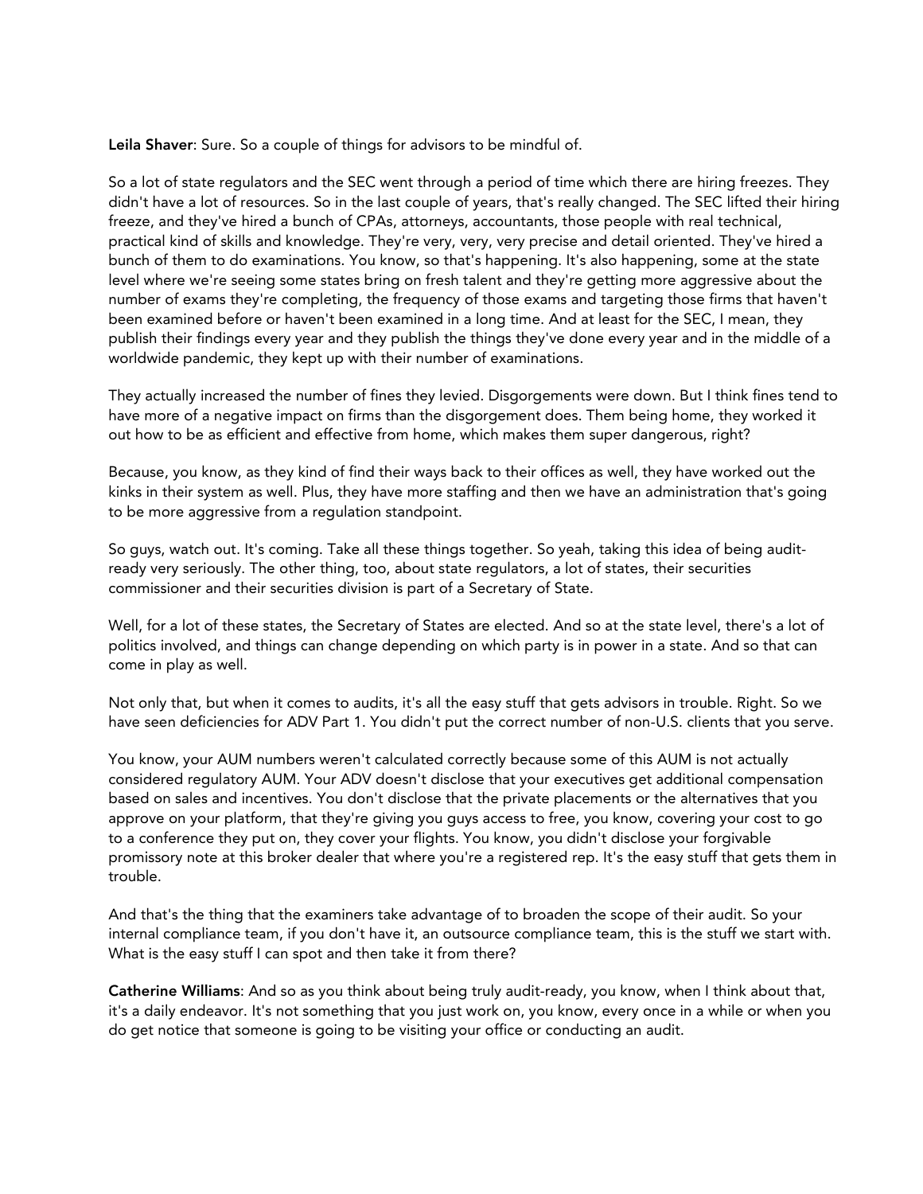**Leila Shaver**: Sure. So a couple of things for advisors to be mindful of.

So a lot of state regulators and the SEC went through a period of time which there are hiring freezes. They didn't have a lot of resources. So in the last couple of years, that's really changed. The SEC lifted their hiring freeze, and they've hired a bunch of CPAs, attorneys, accountants, those people with real technical, practical kind of skills and knowledge. They're very, very, very precise and detail oriented. They've hired a bunch of them to do examinations. You know, so that's happening. It's also happening, some at the state level where we're seeing some states bring on fresh talent and they're getting more aggressive about the number of exams they're completing, the frequency of those exams and targeting those firms that haven't been examined before or haven't been examined in a long time. And at least for the SEC, I mean, they publish their findings every year and they publish the things they've done every year and in the middle of a worldwide pandemic, they kept up with their number of examinations.

They actually increased the number of fines they levied. Disgorgements were down. But I think fines tend to have more of a negative impact on firms than the disgorgement does. Them being home, they worked it out how to be as efficient and effective from home, which makes them super dangerous, right?

Because, you know, as they kind of find their ways back to their offices as well, they have worked out the kinks in their system as well. Plus, they have more staffing and then we have an administration that's going to be more aggressive from a regulation standpoint.

So guys, watch out. It's coming. Take all these things together. So yeah, taking this idea of being audit-ready very seriously. The other thing, too, about state regulators, a lot of states, their securities commissioner and their securities division is part of a Secretary of State.

Well, for a lot of these states, the Secretary of States are elected. And so at the state level, there's a lot of politics involved, and things can change depending on which party is in power in a state. And so that can come in play as well.

Not only that, but when it comes to audits, it's all the easy stuff that gets advisors in trouble. Right. So we have seen deficiencies for ADV Part 1. You didn't put the correct number of non-U.S. clients that you serve.

You know, your AUM numbers weren't calculated correctly because some of this AUM is not actually considered regulatory AUM. Your ADV doesn't disclose that your executives get additional compensation based on sales and incentives. You don't disclose that the private placements or the alternatives that you approve on your platform, that they're giving you guys access to free, you know, covering your cost to go to a conference they put on, they cover your flights. You know, you didn't disclose your forgivable promissory note at this broker dealer that where you're a registered rep. It's the easy stuff that gets them in trouble.

And that's the thing that the examiners take advantage of to broaden the scope of their audit. So your internal compliance team, if you don't have it, an outsource compliance team, this is the stuff we start with. What is the easy stuff I can spot and then take it from there?

**Catherine Williams**: And so as you think about being truly audit-ready, you know, when I think about that, it's a daily endeavor. It's not something that you just work on, you know, every once in a while or when you do get notice that someone is going to be visiting your office or conducting an audit.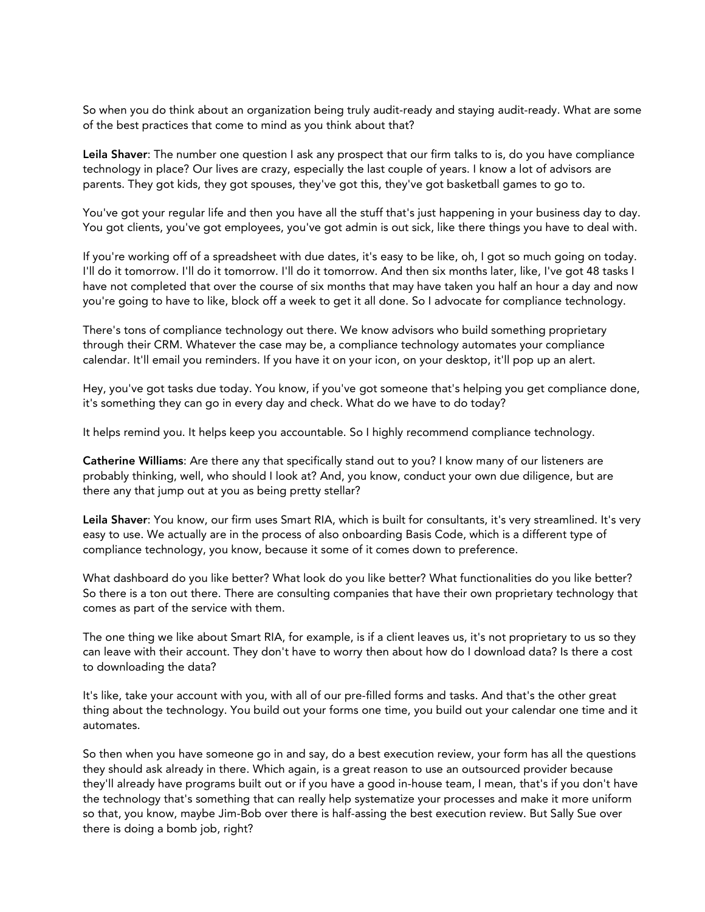So when you do think about an organization being truly audit-ready and staying audit-ready. What are some of the best practices that come to mind as you think about that?

**Leila Shaver**: The number one question I ask any prospect that our firm talks to is, do you have compliance technology in place? Our lives are crazy, especially the last couple of years. I know a lot of advisors are parents. They got kids, they got spouses, they've got this, they've got basketball games to go to.

You've got your regular life and then you have all the stuff that's just happening in your business day to day. You got clients, you've got employees, you've got admin is out sick, like there things you have to deal with.

If you're working off of a spreadsheet with due dates, it's easy to be like, oh, I got so much going on today. I'll do it tomorrow. I'll do it tomorrow. I'll do it tomorrow. And then six months later, like, I've got 48 tasks I have not completed that over the course of six months that may have taken you half an hour a day and now you're going to have to like, block off a week to get it all done. So I advocate for compliance technology.

There's tons of compliance technology out there. We know advisors who build something proprietary through their CRM. Whatever the case may be, a compliance technology automates your compliance calendar. It'll email you reminders. If you have it on your icon, on your desktop, it'll pop up an alert.

Hey, you've got tasks due today. You know, if you've got someone that's helping you get compliance done, it's something they can go in every day and check. What do we have to do today?

It helps remind you. It helps keep you accountable. So I highly recommend compliance technology.

**Catherine Williams**: Are there any that specifically stand out to you? I know many of our listeners are probably thinking, well, who should I look at? And, you know, conduct your own due diligence, but are there any that jump out at you as being pretty stellar?

**Leila Shaver**: You know, our firm uses Smart RIA, which is built for consultants, it's very streamlined. It's very easy to use. We actually are in the process of also onboarding Basis Code, which is a different type of compliance technology, you know, because it some of it comes down to preference.

What dashboard do you like better? What look do you like better? What functionalities do you like better? So there is a ton out there. There are consulting companies that have their own proprietary technology that comes as part of the service with them.

The one thing we like about Smart RIA, for example, is if a client leaves us, it's not proprietary to us so they can leave with their account. They don't have to worry then about how do I download data? Is there a cost to downloading the data?

It's like, take your account with you, with all of our pre-filled forms and tasks. And that's the other great thing about the technology. You build out your forms one time, you build out your calendar one time and it automates.

So then when you have someone go in and say, do a best execution review, your form has all the questions they should ask already in there. Which again, is a great reason to use an outsourced provider because they'll already have programs built out or if you have a good in-house team, I mean, that's if you don't have the technology that's something that can really help systematize your processes and make it more uniform so that, you know, maybe Jim-Bob over there is half-assing the best execution review. But Sally Sue over there is doing a bomb job, right?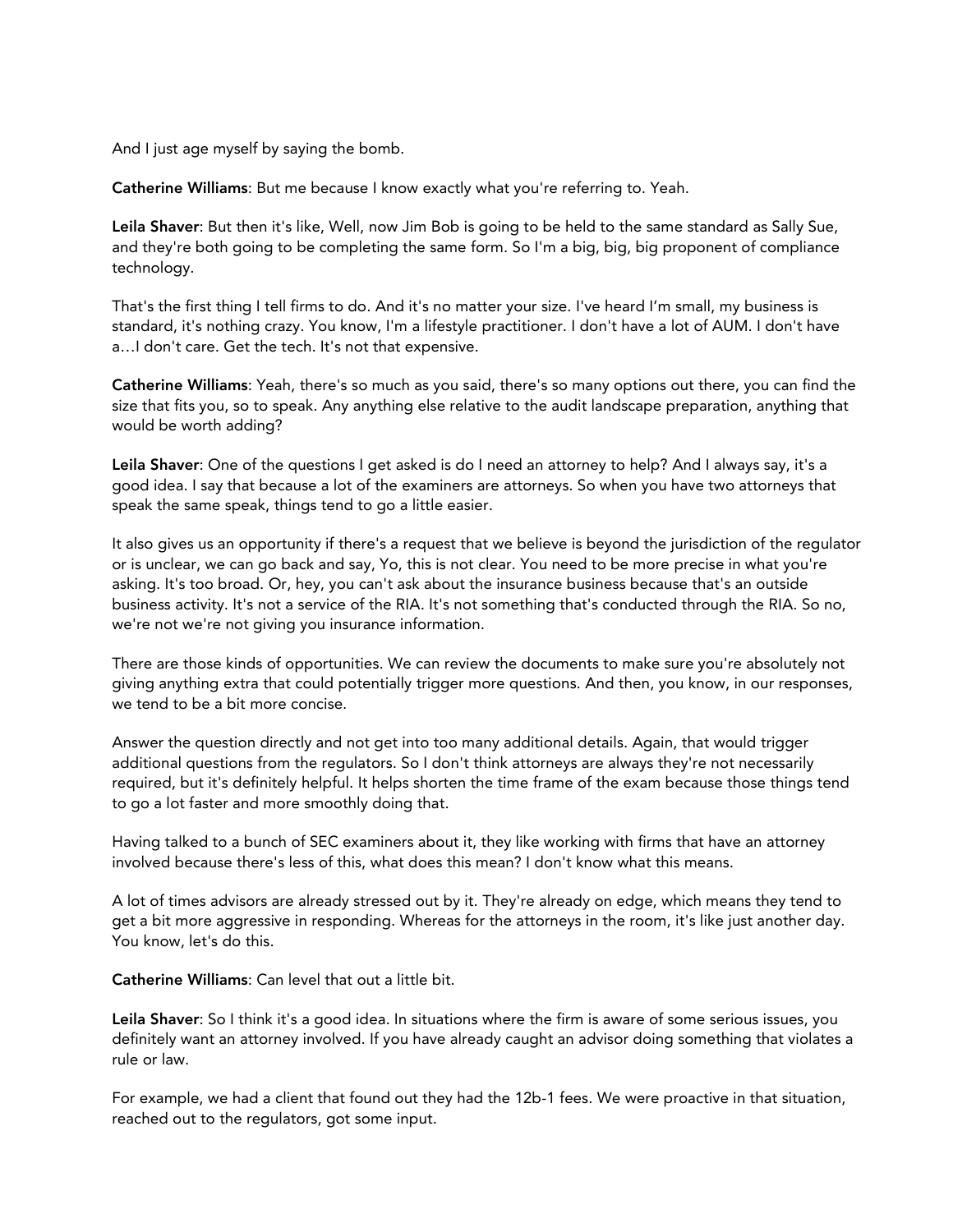And I just age myself by saying the bomb.

**Catherine Williams**: But me because I know exactly what you're referring to. Yeah.

**Leila Shaver**: But then it's like, Well, now Jim Bob is going to be held to the same standard as Sally Sue, and they're both going to be completing the same form. So I'm a big, big, big proponent of compliance technology.

That's the first thing I tell firms to do. And it's no matter your size. I've heard I'm small, my business is standard, it's nothing crazy. You know, I'm a lifestyle practitioner. I don't have a lot of AUM. I don't have a…I don't care. Get the tech. It's not that expensive.

**Catherine Williams**: Yeah, there's so much as you said, there's so many options out there, you can find the size that fits you, so to speak. Any anything else relative to the audit landscape preparation, anything that would be worth adding?

**Leila Shaver**: One of the questions I get asked is do I need an attorney to help? And I always say, it's a good idea. I say that because a lot of the examiners are attorneys. So when you have two attorneys that speak the same speak, things tend to go a little easier.

It also gives us an opportunity if there's a request that we believe is beyond the jurisdiction of the regulator or is unclear, we can go back and say, Yo, this is not clear. You need to be more precise in what you're asking. It's too broad. Or, hey, you can't ask about the insurance business because that's an outside business activity. It's not a service of the RIA. It's not something that's conducted through the RIA. So no, we're not we're not giving you insurance information.

There are those kinds of opportunities. We can review the documents to make sure you're absolutely not giving anything extra that could potentially trigger more questions. And then, you know, in our responses, we tend to be a bit more concise.

Answer the question directly and not get into too many additional details. Again, that would trigger additional questions from the regulators. So I don't think attorneys are always they're not necessarily required, but it's definitely helpful. It helps shorten the time frame of the exam because those things tend to go a lot faster and more smoothly doing that.

Having talked to a bunch of SEC examiners about it, they like working with firms that have an attorney involved because there's less of this, what does this mean? I don't know what this means.

A lot of times advisors are already stressed out by it. They're already on edge, which means they tend to get a bit more aggressive in responding. Whereas for the attorneys in the room, it's like just another day. You know, let's do this.

**Catherine Williams**: Can level that out a little bit.

**Leila Shaver**: So I think it's a good idea. In situations where the firm is aware of some serious issues, you definitely want an attorney involved. If you have already caught an advisor doing something that violates a rule or law.

For example, we had a client that found out they had the 12b-1 fees. We were proactive in that situation, reached out to the regulators, got some input.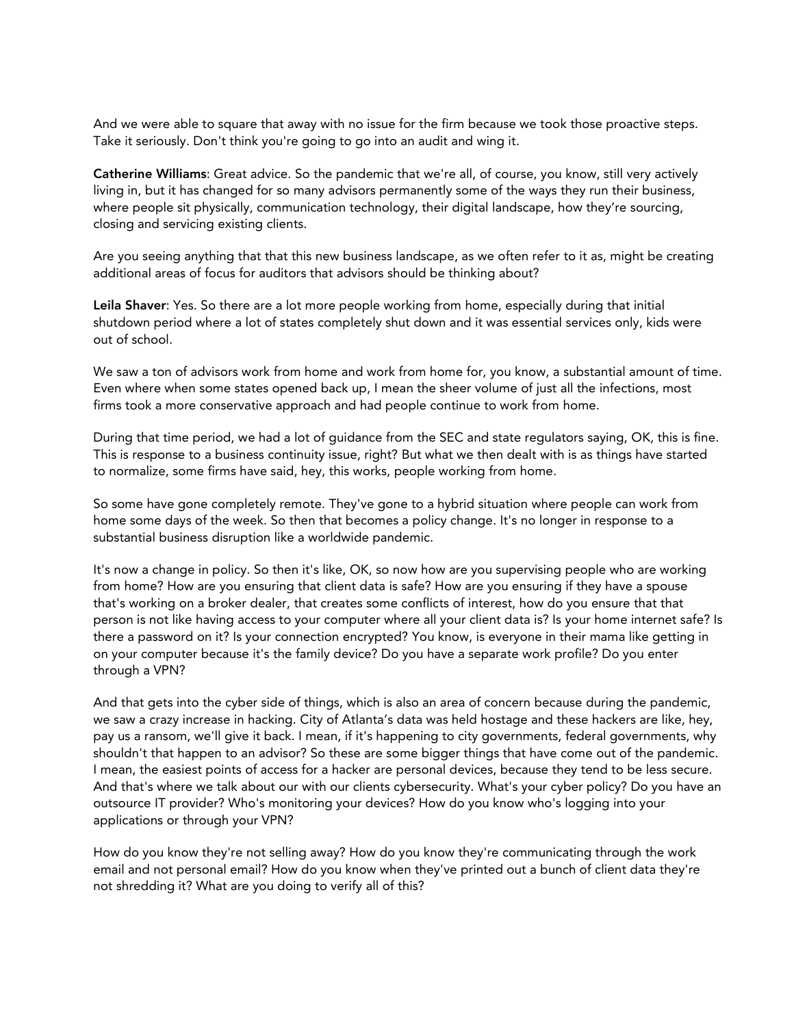And we were able to square that away with no issue for the firm because we took those proactive steps. Take it seriously. Don't think you're going to go into an audit and wing it.

**Catherine Williams**: Great advice. So the pandemic that we're all, of course, you know, still very actively living in, but it has changed for so many advisors permanently some of the ways they run their business, where people sit physically, communication technology, their digital landscape, how they're sourcing, closing and servicing existing clients.

Are you seeing anything that that this new business landscape, as we often refer to it as, might be creating additional areas of focus for auditors that advisors should be thinking about?

**Leila Shaver**: Yes. So there are a lot more people working from home, especially during that initial shutdown period where a lot of states completely shut down and it was essential services only, kids were out of school.

We saw a ton of advisors work from home and work from home for, you know, a substantial amount of time. Even where when some states opened back up, I mean the sheer volume of just all the infections, most firms took a more conservative approach and had people continue to work from home.

During that time period, we had a lot of guidance from the SEC and state regulators saying, OK, this is fine. This is response to a business continuity issue, right? But what we then dealt with is as things have started to normalize, some firms have said, hey, this works, people working from home.

So some have gone completely remote. They've gone to a hybrid situation where people can work from home some days of the week. So then that becomes a policy change. It's no longer in response to a substantial business disruption like a worldwide pandemic.

It's now a change in policy. So then it's like, OK, so now how are you supervising people who are working from home? How are you ensuring that client data is safe? How are you ensuring if they have a spouse that's working on a broker dealer, that creates some conflicts of interest, how do you ensure that that person is not like having access to your computer where all your client data is? Is your home internet safe? Is there a password on it? Is your connection encrypted? You know, is everyone in their mama like getting in on your computer because it's the family device? Do you have a separate work profile? Do you enter through a VPN?

And that gets into the cyber side of things, which is also an area of concern because during the pandemic, we saw a crazy increase in hacking. City of Atlanta's data was held hostage and these hackers are like, hey, pay us a ransom, we'll give it back. I mean, if it's happening to city governments, federal governments, why shouldn't that happen to an advisor? So these are some bigger things that have come out of the pandemic. I mean, the easiest points of access for a hacker are personal devices, because they tend to be less secure. And that's where we talk about our with our clients cybersecurity. What's your cyber policy? Do you have an outsource IT provider? Who's monitoring your devices? How do you know who's logging into your applications or through your VPN?

How do you know they're not selling away? How do you know they're communicating through the work email and not personal email? How do you know when they've printed out a bunch of client data they're not shredding it? What are you doing to verify all of this?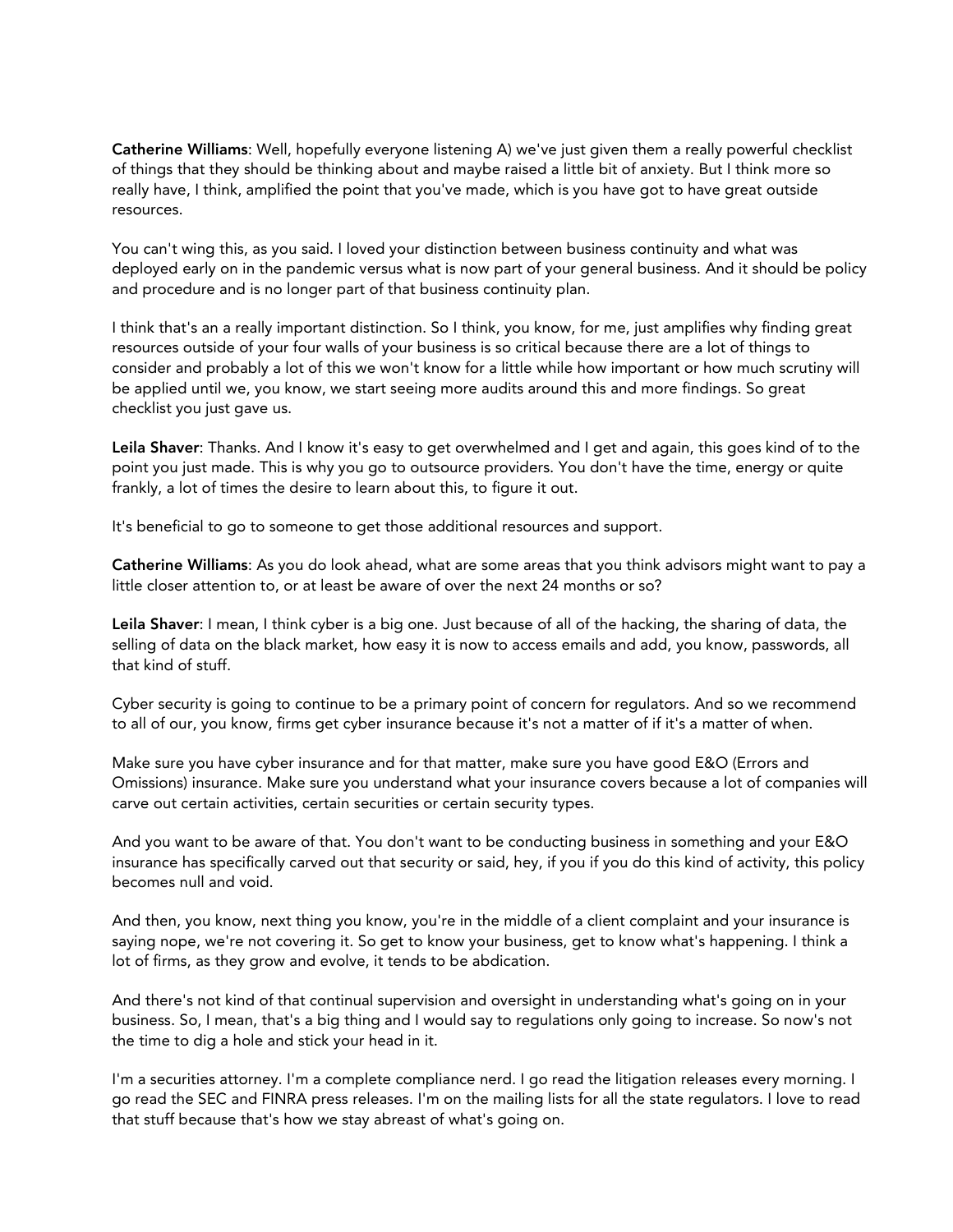**Catherine Williams**: Well, hopefully everyone listening A) we've just given them a really powerful checklist of things that they should be thinking about and maybe raised a little bit of anxiety. But I think more so really have, I think, amplified the point that you've made, which is you have got to have great outside resources.

You can't wing this, as you said. I loved your distinction between business continuity and what was deployed early on in the pandemic versus what is now part of your general business. And it should be policy and procedure and is no longer part of that business continuity plan.

I think that's an a really important distinction. So I think, you know, for me, just amplifies why finding great resources outside of your four walls of your business is so critical because there are a lot of things to consider and probably a lot of this we won't know for a little while how important or how much scrutiny will be applied until we, you know, we start seeing more audits around this and more findings. So great checklist you just gave us.

**Leila Shaver**: Thanks. And I know it's easy to get overwhelmed and I get and again, this goes kind of to the point you just made. This is why you go to outsource providers. You don't have the time, energy or quite frankly, a lot of times the desire to learn about this, to figure it out.

It's beneficial to go to someone to get those additional resources and support.

**Catherine Williams**: As you do look ahead, what are some areas that you think advisors might want to pay a little closer attention to, or at least be aware of over the next 24 months or so?

**Leila Shaver**: I mean, I think cyber is a big one. Just because of all of the hacking, the sharing of data, the selling of data on the black market, how easy it is now to access emails and add, you know, passwords, all that kind of stuff.

Cyber security is going to continue to be a primary point of concern for regulators. And so we recommend to all of our, you know, firms get cyber insurance because it's not a matter of if it's a matter of when.

Make sure you have cyber insurance and for that matter, make sure you have good E&O (Errors and Omissions) insurance. Make sure you understand what your insurance covers because a lot of companies will carve out certain activities, certain securities or certain security types.

And you want to be aware of that. You don't want to be conducting business in something and your E&O insurance has specifically carved out that security or said, hey, if you if you do this kind of activity, this policy becomes null and void.

And then, you know, next thing you know, you're in the middle of a client complaint and your insurance is saying nope, we're not covering it. So get to know your business, get to know what's happening. I think a lot of firms, as they grow and evolve, it tends to be abdication.

And there's not kind of that continual supervision and oversight in understanding what's going on in your business. So, I mean, that's a big thing and I would say to regulations only going to increase. So now's not the time to dig a hole and stick your head in it.

I'm a securities attorney. I'm a complete compliance nerd. I go read the litigation releases every morning. I go read the SEC and FINRA press releases. I'm on the mailing lists for all the state regulators. I love to read that stuff because that's how we stay abreast of what's going on.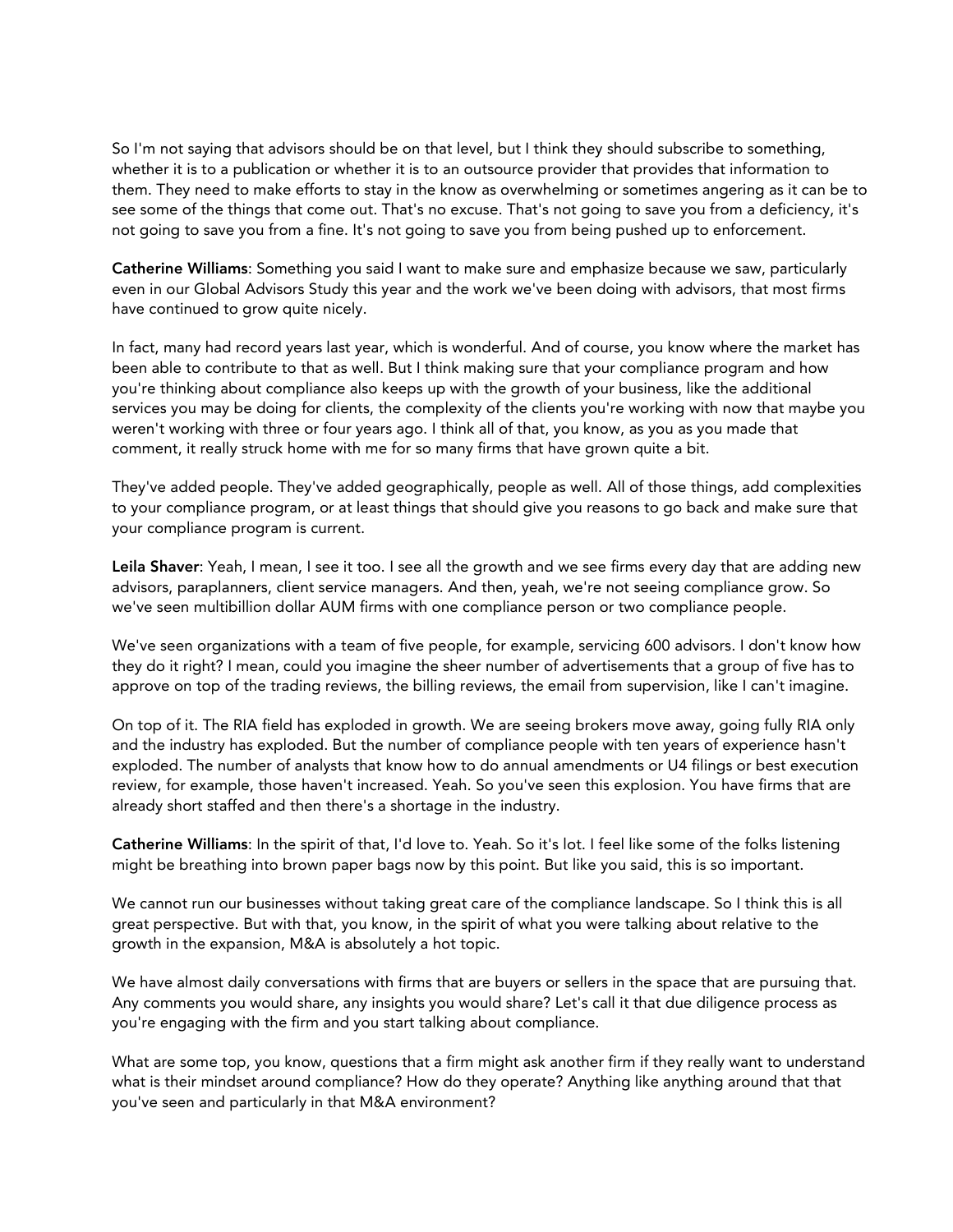So I'm not saying that advisors should be on that level, but I think they should subscribe to something, whether it is to a publication or whether it is to an outsource provider that provides that information to them. They need to make efforts to stay in the know as overwhelming or sometimes angering as it can be to see some of the things that come out. That's no excuse. That's not going to save you from a deficiency, it's not going to save you from a fine. It's not going to save you from being pushed up to enforcement.

**Catherine Williams**: Something you said I want to make sure and emphasize because we saw, particularly even in our Global Advisors Study this year and the work we've been doing with advisors, that most firms have continued to grow quite nicely.

In fact, many had record years last year, which is wonderful. And of course, you know where the market has been able to contribute to that as well. But I think making sure that your compliance program and how you're thinking about compliance also keeps up with the growth of your business, like the additional services you may be doing for clients, the complexity of the clients you're working with now that maybe you weren't working with three or four years ago. I think all of that, you know, as you as you made that comment, it really struck home with me for so many firms that have grown quite a bit.

They've added people. They've added geographically, people as well. All of those things, add complexities to your compliance program, or at least things that should give you reasons to go back and make sure that your compliance program is current.

**Leila Shaver**: Yeah, I mean, I see it too. I see all the growth and we see firms every day that are adding new advisors, paraplanners, client service managers. And then, yeah, we're not seeing compliance grow. So we've seen multibillion dollar AUM firms with one compliance person or two compliance people.

We've seen organizations with a team of five people, for example, servicing 600 advisors. I don't know how they do it right? I mean, could you imagine the sheer number of advertisements that a group of five has to approve on top of the trading reviews, the billing reviews, the email from supervision, like I can't imagine.

On top of it. The RIA field has exploded in growth. We are seeing brokers move away, going fully RIA only and the industry has exploded. But the number of compliance people with ten years of experience hasn't exploded. The number of analysts that know how to do annual amendments or U4 filings or best execution review, for example, those haven't increased. Yeah. So you've seen this explosion. You have firms that are already short staffed and then there's a shortage in the industry.

**Catherine Williams**: In the spirit of that, I'd love to. Yeah. So it's lot. I feel like some of the folks listening might be breathing into brown paper bags now by this point. But like you said, this is so important.

We cannot run our businesses without taking great care of the compliance landscape. So I think this is all great perspective. But with that, you know, in the spirit of what you were talking about relative to the growth in the expansion, M&A is absolutely a hot topic.

We have almost daily conversations with firms that are buyers or sellers in the space that are pursuing that. Any comments you would share, any insights you would share? Let's call it that due diligence process as you're engaging with the firm and you start talking about compliance.

What are some top, you know, questions that a firm might ask another firm if they really want to understand what is their mindset around compliance? How do they operate? Anything like anything around that that you've seen and particularly in that M&A environment?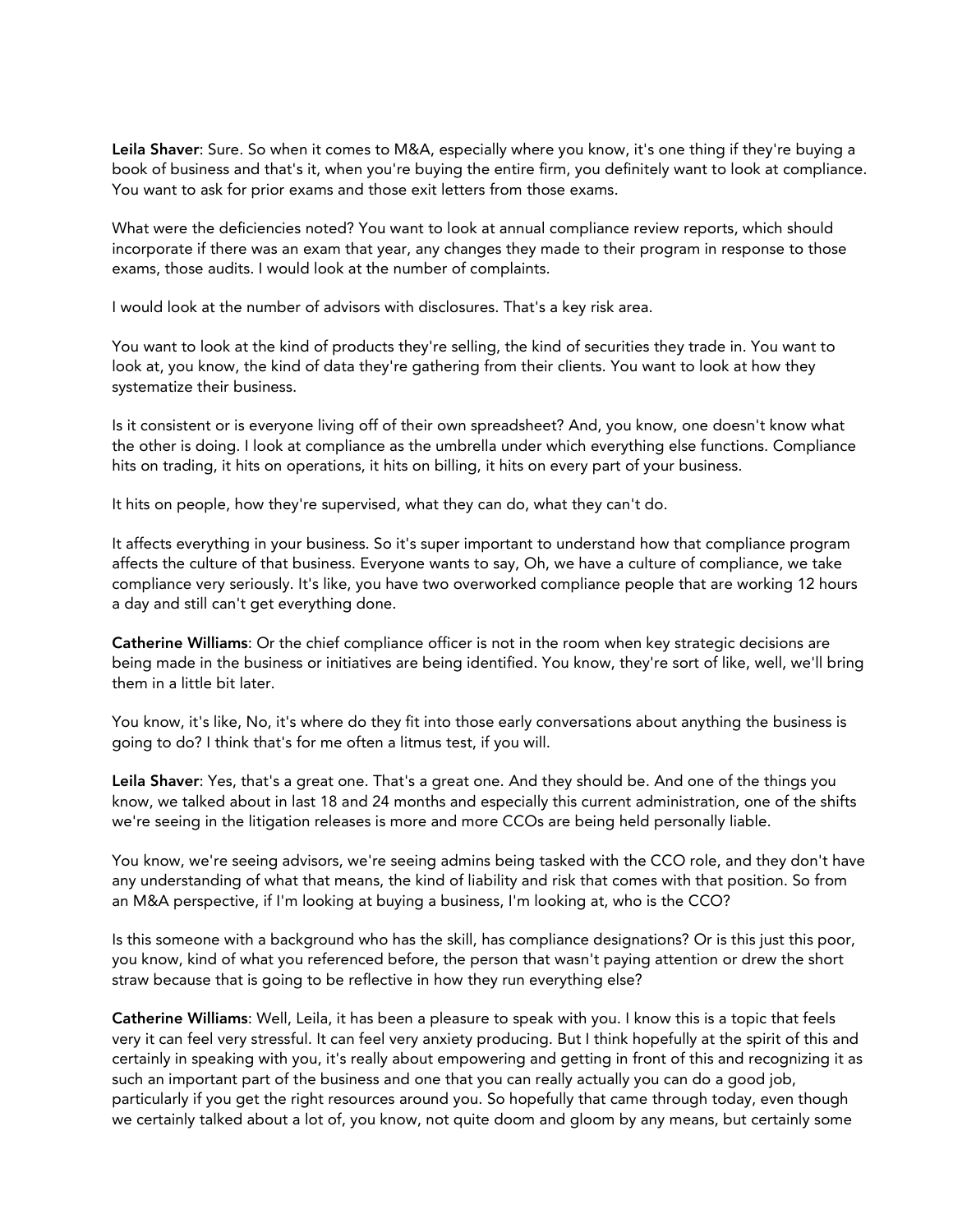**Leila Shaver**: Sure. So when it comes to M&A, especially where you know, it's one thing if they're buying a book of business and that's it, when you're buying the entire firm, you definitely want to look at compliance. You want to ask for prior exams and those exit letters from those exams.

What were the deficiencies noted? You want to look at annual compliance review reports, which should incorporate if there was an exam that year, any changes they made to their program in response to those exams, those audits. I would look at the number of complaints.

I would look at the number of advisors with disclosures. That's a key risk area.

You want to look at the kind of products they're selling, the kind of securities they trade in. You want to look at, you know, the kind of data they're gathering from their clients. You want to look at how they systematize their business.

Is it consistent or is everyone living off of their own spreadsheet? And, you know, one doesn't know what the other is doing. I look at compliance as the umbrella under which everything else functions. Compliance hits on trading, it hits on operations, it hits on billing, it hits on every part of your business.

It hits on people, how they're supervised, what they can do, what they can't do.

It affects everything in your business. So it's super important to understand how that compliance program affects the culture of that business. Everyone wants to say, Oh, we have a culture of compliance, we take compliance very seriously. It's like, you have two overworked compliance people that are working 12 hours a day and still can't get everything done.

**Catherine Williams**: Or the chief compliance officer is not in the room when key strategic decisions are being made in the business or initiatives are being identified. You know, they're sort of like, well, we'll bring them in a little bit later.

You know, it's like, No, it's where do they fit into those early conversations about anything the business is going to do? I think that's for me often a litmus test, if you will.

**Leila Shaver**: Yes, that's a great one. That's a great one. And they should be. And one of the things you know, we talked about in last 18 and 24 months and especially this current administration, one of the shifts we're seeing in the litigation releases is more and more CCOs are being held personally liable.

You know, we're seeing advisors, we're seeing admins being tasked with the CCO role, and they don't have any understanding of what that means, the kind of liability and risk that comes with that position. So from an M&A perspective, if I'm looking at buying a business, I'm looking at, who is the CCO?

Is this someone with a background who has the skill, has compliance designations? Or is this just this poor, you know, kind of what you referenced before, the person that wasn't paying attention or drew the short straw because that is going to be reflective in how they run everything else?

**Catherine Williams**: Well, Leila, it has been a pleasure to speak with you. I know this is a topic that feels very it can feel very stressful. It can feel very anxiety producing. But I think hopefully at the spirit of this and certainly in speaking with you, it's really about empowering and getting in front of this and recognizing it as such an important part of the business and one that you can really actually you can do a good job, particularly if you get the right resources around you. So hopefully that came through today, even though we certainly talked about a lot of, you know, not quite doom and gloom by any means, but certainly some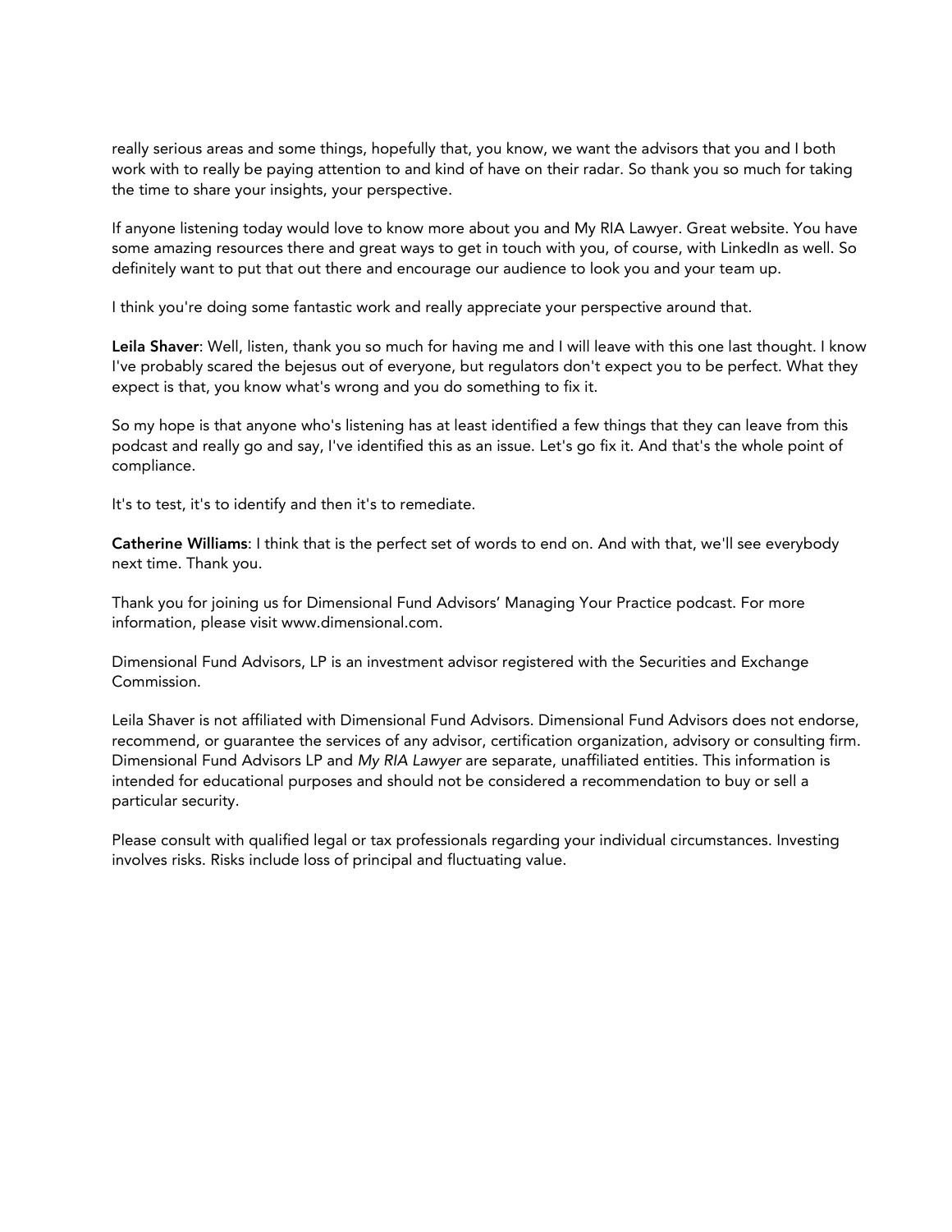really serious areas and some things, hopefully that, you know, we want the advisors that you and I both work with to really be paying attention to and kind of have on their radar. So thank you so much for taking the time to share your insights, your perspective.

If anyone listening today would love to know more about you and My RIA Lawyer. Great website. You have some amazing resources there and great ways to get in touch with you, of course, with LinkedIn as well. So definitely want to put that out there and encourage our audience to look you and your team up.

I think you're doing some fantastic work and really appreciate your perspective around that.

**Leila Shaver**: Well, listen, thank you so much for having me and I will leave with this one last thought. I know I've probably scared the bejesus out of everyone, but regulators don't expect you to be perfect. What they expect is that, you know what's wrong and you do something to fix it.

So my hope is that anyone who's listening has at least identified a few things that they can leave from this podcast and really go and say, I've identified this as an issue. Let's go fix it. And that's the whole point of compliance.

It's to test, it's to identify and then it's to remediate.

**Catherine Williams**: I think that is the perfect set of words to end on. And with that, we'll see everybody next time. Thank you.

Thank you for joining us for Dimensional Fund Advisors' Managing Your Practice podcast. For more information, please visit www.dimensional.com.

Dimensional Fund Advisors, LP is an investment advisor registered with the Securities and Exchange Commission.

Leila Shaver is not affiliated with Dimensional Fund Advisors. Dimensional Fund Advisors does not endorse, recommend, or guarantee the services of any advisor, certification organization, advisory or consulting firm. Dimensional Fund Advisors LP and *My RIA Lawyer* are separate, unaffiliated entities. This information is intended for educational purposes and should not be considered a recommendation to buy or sell a particular security.

Please consult with qualified legal or tax professionals regarding your individual circumstances. Investing involves risks. Risks include loss of principal and fluctuating value.